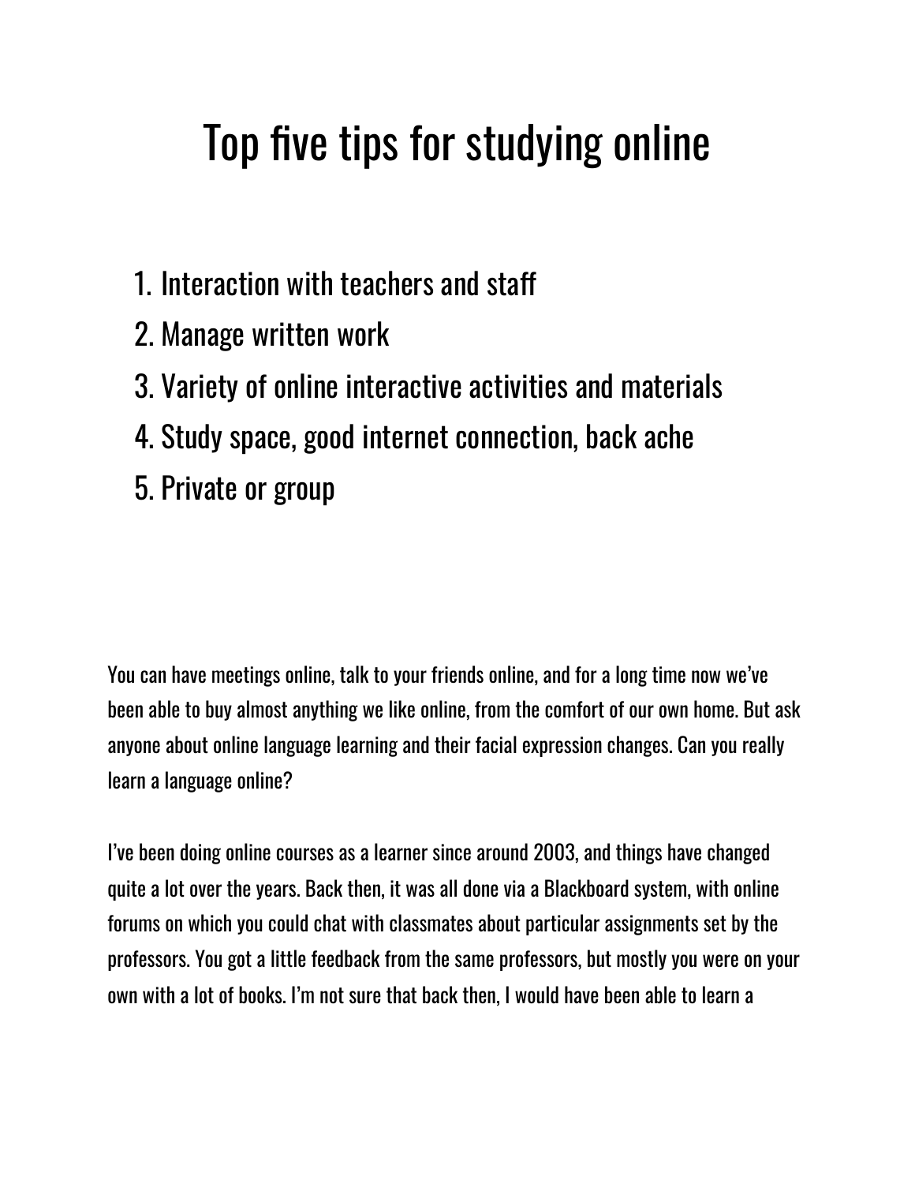# Top five tips for studying online

1. Interaction with teachers and staff
2. Manage written work
3. Variety of online interactive activities and materials
4. Study space, good internet connection, back ache
5. Private or group

You can have meetings online, talk to your friends online, and for a long time now we've been able to buy almost anything we like online, from the comfort of our own home. But ask anyone about online language learning and their facial expression changes. Can you really learn a language online?

I've been doing online courses as a learner since around 2003, and things have changed quite a lot over the years. Back then, it was all done via a Blackboard system, with online forums on which you could chat with classmates about particular assignments set by the professors. You got a little feedback from the same professors, but mostly you were on your own with a lot of books. I'm not sure that back then, I would have been able to learn a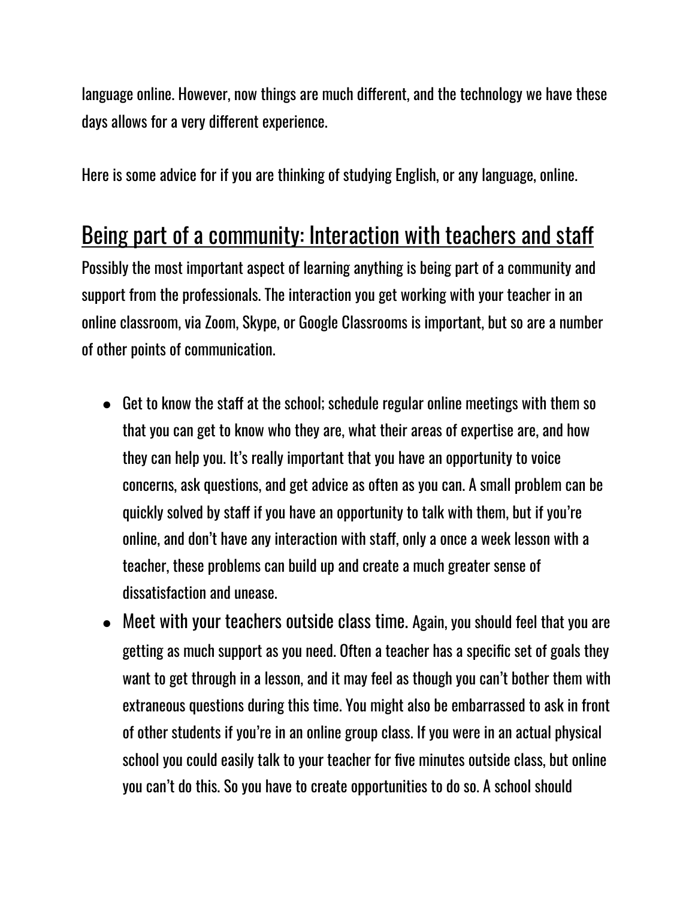language online. However, now things are much different, and the technology we have these days allows for a very different experience.

Here is some advice for if you are thinking of studying English, or any language, online.

## Being part of a community: Interaction with teachers and staff

Possibly the most important aspect of learning anything is being part of a community and support from the professionals. The interaction you get working with your teacher in an online classroom, via Zoom, Skype, or Google Classrooms is important, but so are a number of other points of communication.

- Get to know the staff at the school; schedule regular online meetings with them so that you can get to know who they are, what their areas of expertise are, and how they can help you. It's really important that you have an opportunity to voice concerns, ask questions, and get advice as often as you can. A small problem can be quickly solved by staff if you have an opportunity to talk with them, but if you're online, and don't have any interaction with staff, only a once a week lesson with a teacher, these problems can build up and create a much greater sense of dissatisfaction and unease.
- Meet with your teachers outside class time. Again, you should feel that you are getting as much support as you need. Often a teacher has a specific set of goals they want to get through in a lesson, and it may feel as though you can't bother them with extraneous questions during this time. You might also be embarrassed to ask in front of other students if you're in an online group class. If you were in an actual physical school you could easily talk to your teacher for five minutes outside class, but online you can't do this. So you have to create opportunities to do so. A school should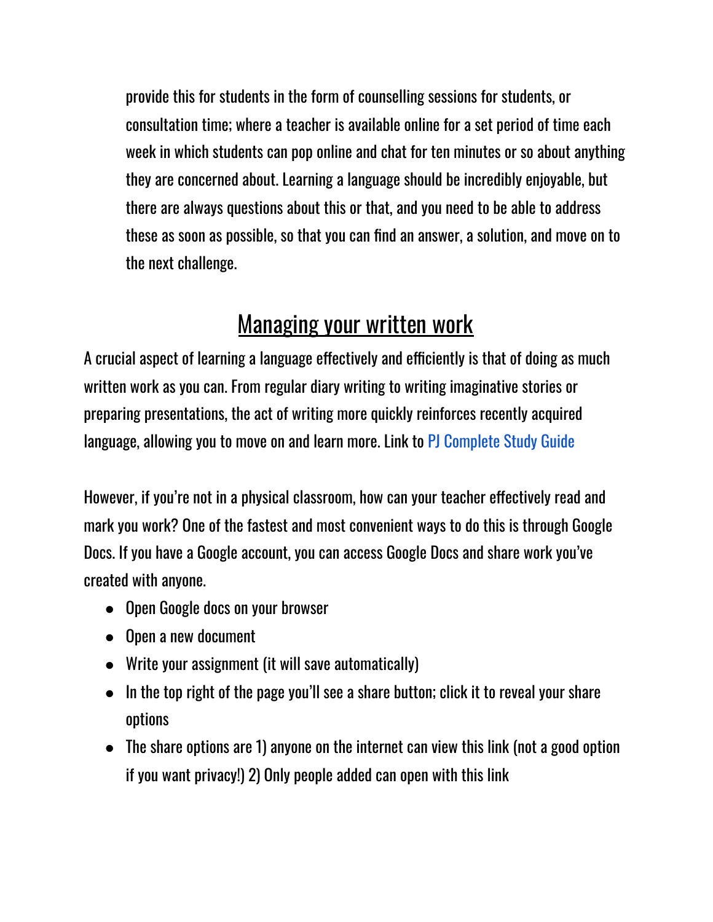provide this for students in the form of counselling sessions for students, or consultation time; where a teacher is available online for a set period of time each week in which students can pop online and chat for ten minutes or so about anything they are concerned about. Learning a language should be incredibly enjoyable, but there are always questions about this or that, and you need to be able to address these as soon as possible, so that you can find an answer, a solution, and move on to the next challenge.

## Managing your written work

A crucial aspect of learning a language effectively and efficiently is that of doing as much written work as you can. From regular diary writing to writing imaginative stories or preparing presentations, the act of writing more quickly reinforces recently acquired language, allowing you to move on and learn more. Link to PJ Complete Study Guide

However, if you're not in a physical classroom, how can your teacher effectively read and mark you work? One of the fastest and most convenient ways to do this is through Google Docs. If you have a Google account, you can access Google Docs and share work you've created with anyone.

- Open Google docs on your browser
- Open a new document
- Write your assignment (it will save automatically)
- In the top right of the page you'll see a share button; click it to reveal your share options
- The share options are 1) anyone on the internet can view this link (not a good option if you want privacy!) 2) Only people added can open with this link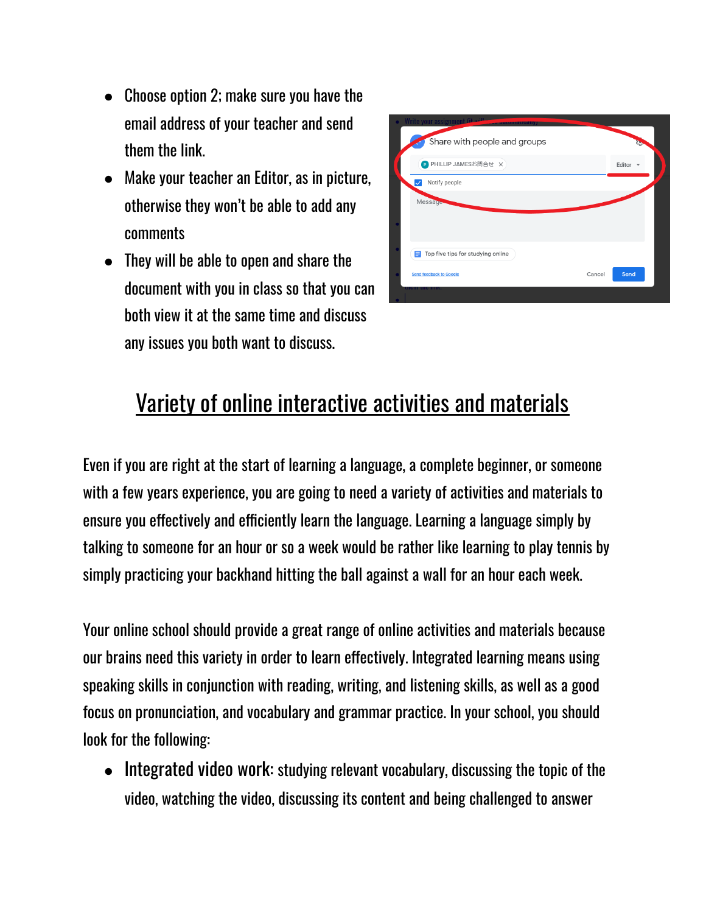- Choose option 2; make sure you have the email address of your teacher and send them the link.
- Make your teacher an Editor, as in picture, otherwise they won't be able to add any comments
- They will be able to open and share the document with you in class so that you can both view it at the same time and discuss any issues you both want to discuss.

## Variety of online interactive activities and materials

Even if you are right at the start of learning a language, a complete beginner, or someone with a few years experience, you are going to need a variety of activities and materials to ensure you effectively and efficiently learn the language. Learning a language simply by talking to someone for an hour or so a week would be rather like learning to play tennis by simply practicing your backhand hitting the ball against a wall for an hour each week.

Your online school should provide a great range of online activities and materials because our brains need this variety in order to learn effectively. Integrated learning means using speaking skills in conjunction with reading, writing, and listening skills, as well as a good focus on pronunciation, and vocabulary and grammar practice. In your school, you should look for the following:

- Integrated video work: studying relevant vocabulary, discussing the topic of the video, watching the video, discussing its content and being challenged to answer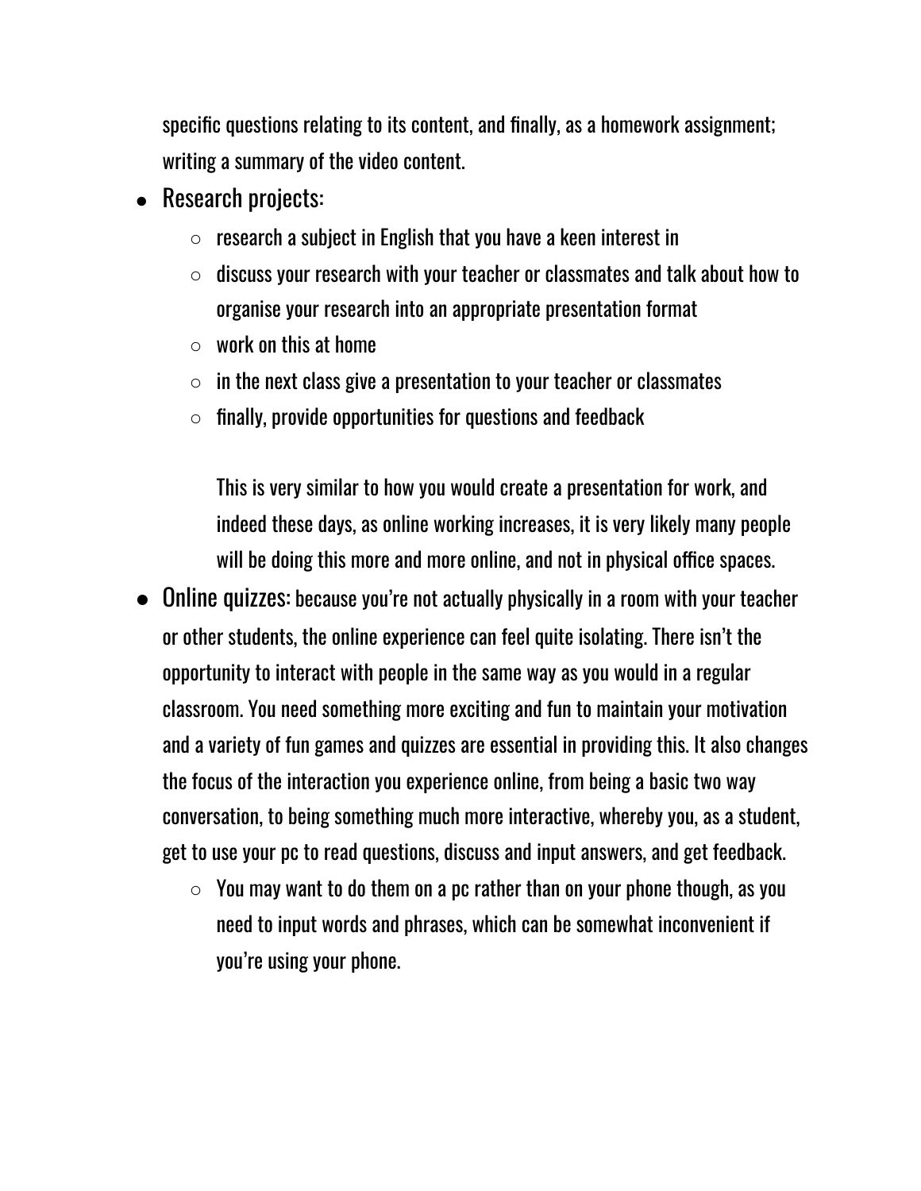specific questions relating to its content, and finally, as a homework assignment; writing a summary of the video content.

- Research projects:
    - research a subject in English that you have a keen interest in
    - discuss your research with your teacher or classmates and talk about how to organise your research into an appropriate presentation format
    - work on this at home
    - in the next class give a presentation to your teacher or classmates
    - finally, provide opportunities for questions and feedback

    This is very similar to how you would create a presentation for work, and indeed these days, as online working increases, it is very likely many people will be doing this more and more online, and not in physical office spaces.

- Online quizzes: because you're not actually physically in a room with your teacher or other students, the online experience can feel quite isolating. There isn't the opportunity to interact with people in the same way as you would in a regular classroom. You need something more exciting and fun to maintain your motivation and a variety of fun games and quizzes are essential in providing this. It also changes the focus of the interaction you experience online, from being a basic two way conversation, to being something much more interactive, whereby you, as a student, get to use your pc to read questions, discuss and input answers, and get feedback.
    - You may want to do them on a pc rather than on your phone though, as you need to input words and phrases, which can be somewhat inconvenient if you're using your phone.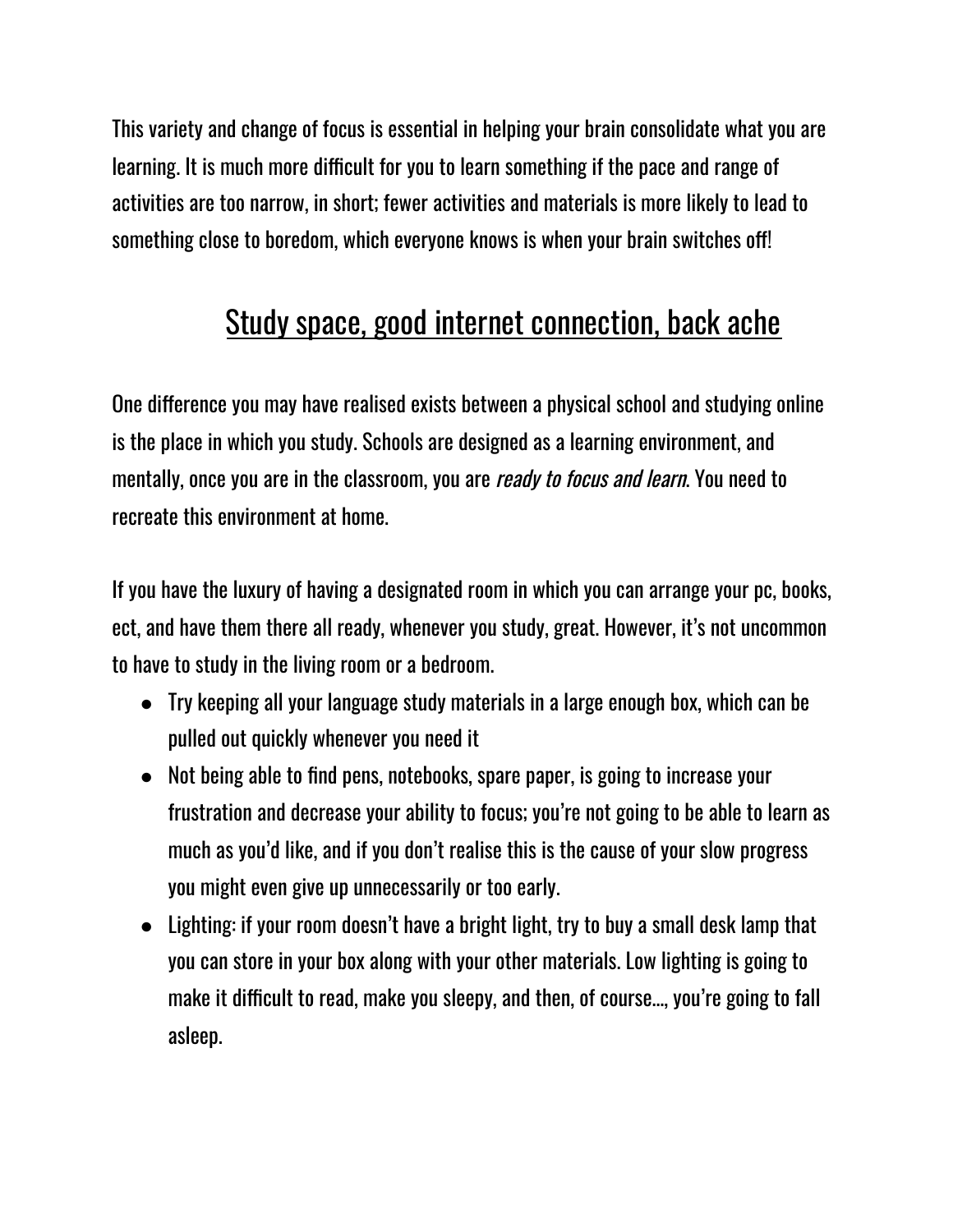This variety and change of focus is essential in helping your brain consolidate what you are learning. It is much more difficult for you to learn something if the pace and range of activities are too narrow, in short; fewer activities and materials is more likely to lead to something close to boredom, which everyone knows is when your brain switches off!

## Study space, good internet connection, back ache

One difference you may have realised exists between a physical school and studying online is the place in which you study. Schools are designed as a learning environment, and mentally, once you are in the classroom, you are *ready to focus and learn*. You need to recreate this environment at home.

If you have the luxury of having a designated room in which you can arrange your pc, books, ect, and have them there all ready, whenever you study, great. However, it's not uncommon to have to study in the living room or a bedroom.

- Try keeping all your language study materials in a large enough box, which can be pulled out quickly whenever you need it
- Not being able to find pens, notebooks, spare paper, is going to increase your frustration and decrease your ability to focus; you're not going to be able to learn as much as you'd like, and if you don't realise this is the cause of your slow progress you might even give up unnecessarily or too early.
- Lighting: if your room doesn't have a bright light, try to buy a small desk lamp that you can store in your box along with your other materials. Low lighting is going to make it difficult to read, make you sleepy, and then, of course..., you're going to fall asleep.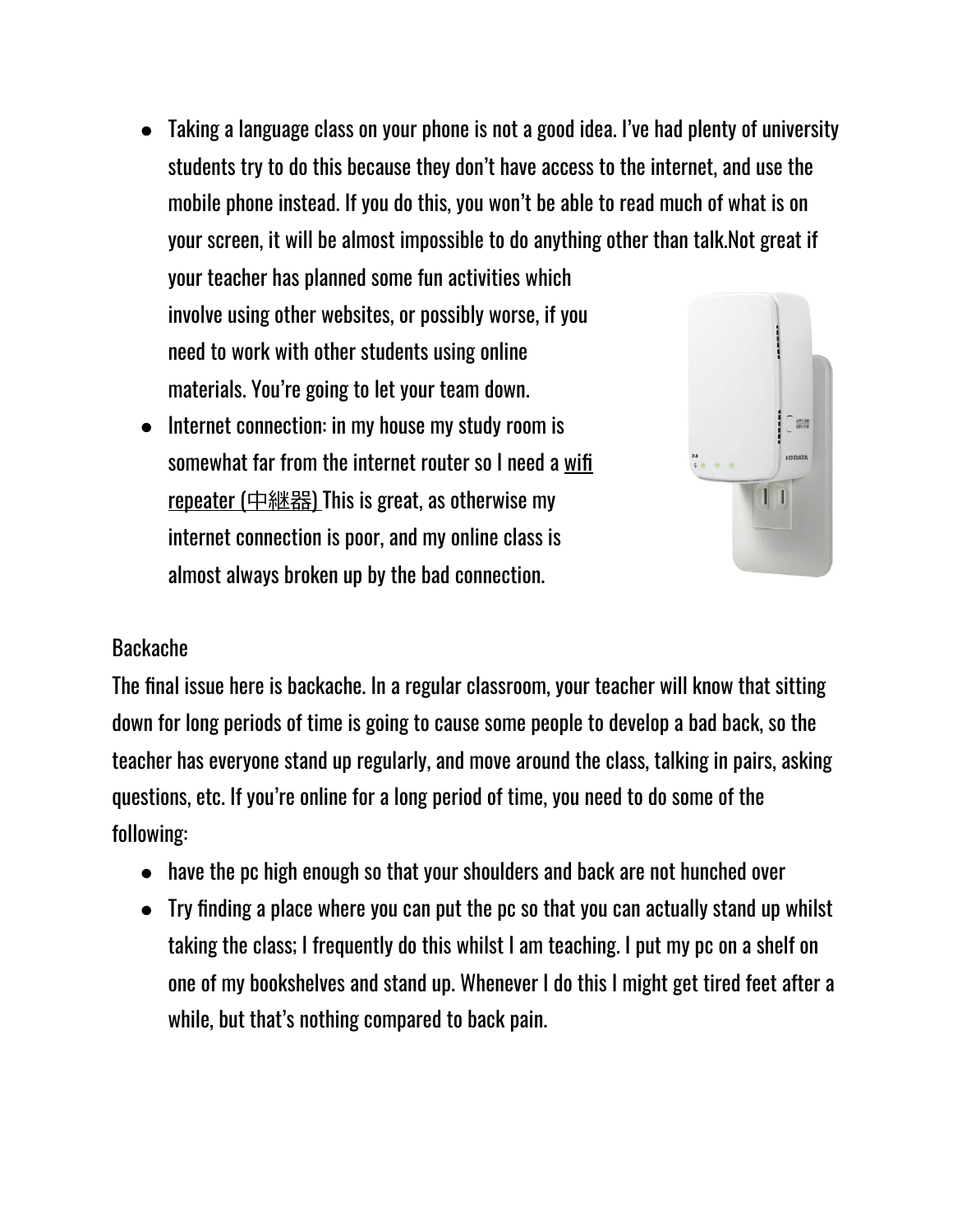- Taking a language class on your phone is not a good idea. I've had plenty of university students try to do this because they don't have access to the internet, and use the mobile phone instead. If you do this, you won't be able to read much of what is on your screen, it will be almost impossible to do anything other than talk.Not great if your teacher has planned some fun activities which involve using other websites, or possibly worse, if you need to work with other students using online materials. You're going to let your team down.
- Internet connection: in my house my study room is somewhat far from the internet router so I need a wifi repeater (中継器) This is great, as otherwise my internet connection is poor, and my online class is almost always broken up by the bad connection.

## Backache

The final issue here is backache. In a regular classroom, your teacher will know that sitting down for long periods of time is going to cause some people to develop a bad back, so the teacher has everyone stand up regularly, and move around the class, talking in pairs, asking questions, etc. If you're online for a long period of time, you need to do some of the following:

- have the pc high enough so that your shoulders and back are not hunched over
- Try finding a place where you can put the pc so that you can actually stand up whilst taking the class; I frequently do this whilst I am teaching. I put my pc on a shelf on one of my bookshelves and stand up. Whenever I do this I might get tired feet after a while, but that's nothing compared to back pain.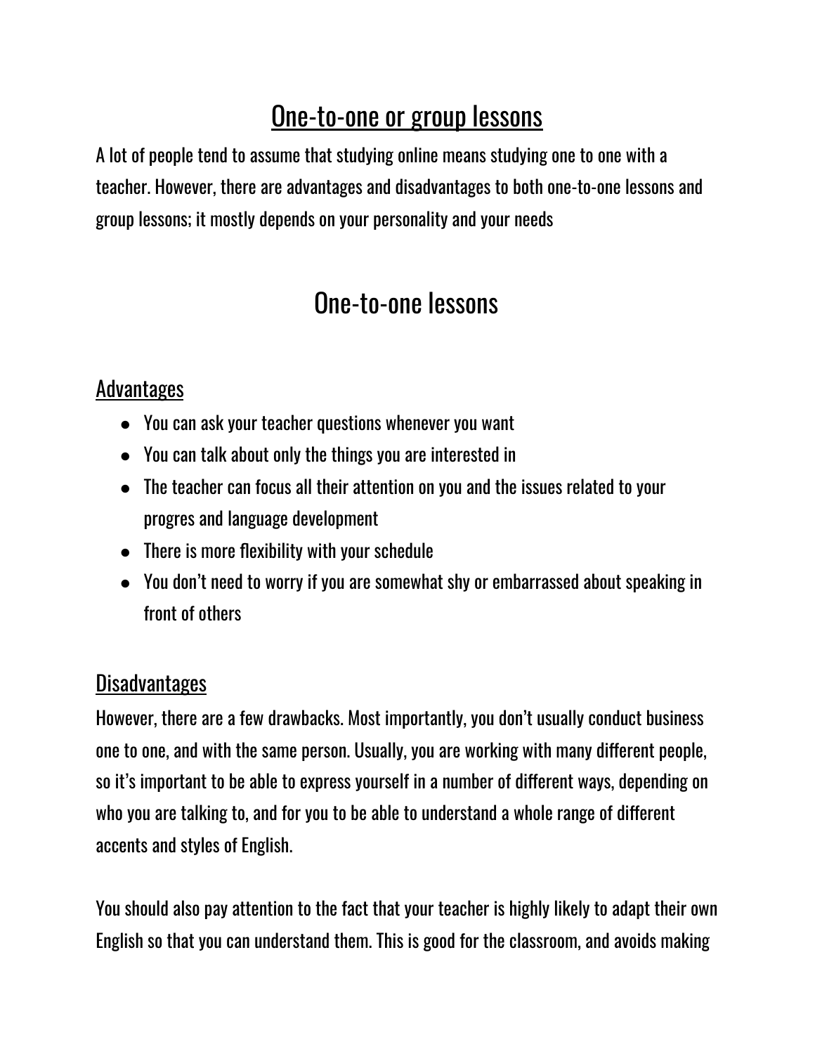# One-to-one or group lessons

A lot of people tend to assume that studying online means studying one to one with a teacher. However, there are advantages and disadvantages to both one-to-one lessons and group lessons; it mostly depends on your personality and your needs

## One-to-one lessons

### Advantages

- You can ask your teacher questions whenever you want
- You can talk about only the things you are interested in
- The teacher can focus all their attention on you and the issues related to your progres and language development
- There is more flexibility with your schedule
- You don't need to worry if you are somewhat shy or embarrassed about speaking in front of others

### Disadvantages

However, there are a few drawbacks. Most importantly, you don't usually conduct business one to one, and with the same person. Usually, you are working with many different people, so it's important to be able to express yourself in a number of different ways, depending on who you are talking to, and for you to be able to understand a whole range of different accents and styles of English.

You should also pay attention to the fact that your teacher is highly likely to adapt their own English so that you can understand them. This is good for the classroom, and avoids making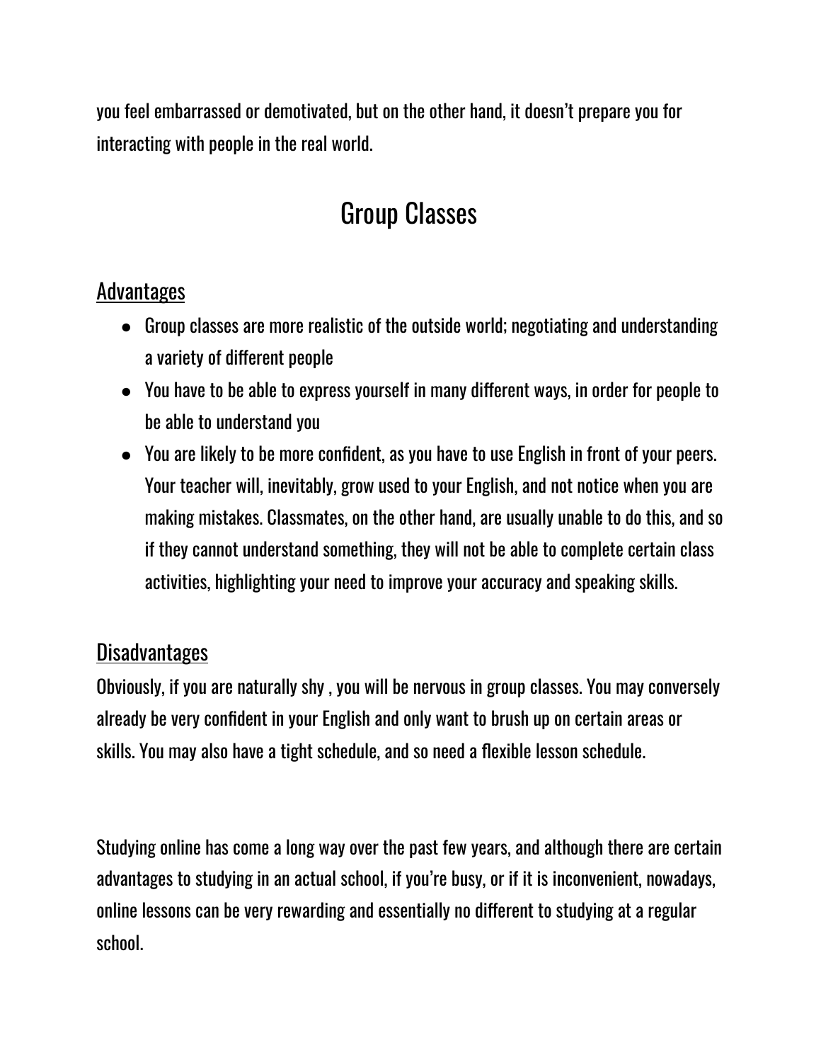you feel embarrassed or demotivated, but on the other hand, it doesn't prepare you for interacting with people in the real world.

## Group Classes

### Advantages

- Group classes are more realistic of the outside world; negotiating and understanding a variety of different people
- You have to be able to express yourself in many different ways, in order for people to be able to understand you
- You are likely to be more confident, as you have to use English in front of your peers. Your teacher will, inevitably, grow used to your English, and not notice when you are making mistakes. Classmates, on the other hand, are usually unable to do this, and so if they cannot understand something, they will not be able to complete certain class activities, highlighting your need to improve your accuracy and speaking skills.

### Disadvantages

Obviously, if you are naturally shy , you will be nervous in group classes. You may conversely already be very confident in your English and only want to brush up on certain areas or skills. You may also have a tight schedule, and so need a flexible lesson schedule.

Studying online has come a long way over the past few years, and although there are certain advantages to studying in an actual school, if you're busy, or if it is inconvenient, nowadays, online lessons can be very rewarding and essentially no different to studying at a regular school.